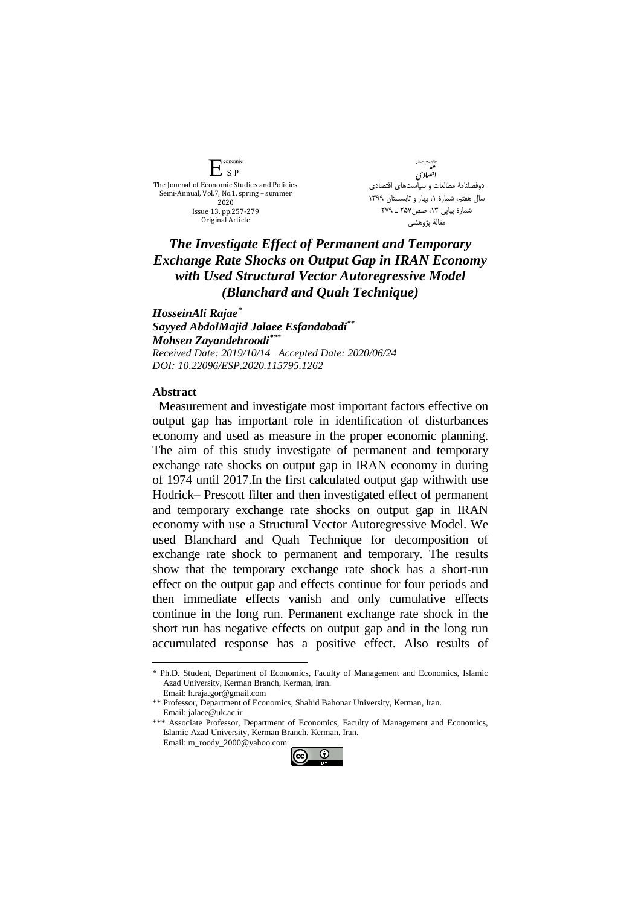The Journal of Economic Studies and Policies
Semi-Annual, Vol.7, No.1, spring – summer 2020
Issue 13, pp.257-279
Original Article

دوفصلنامۀ مطالعات و سیاست‌های اقتصادی
سال هفتم، شمارۀ ۱، بهار و تابستان ۱۳۹۹
شمارۀ پیاپی ۱۳، صص۲۵۷ ـ ۲۷۹
مقالۀ پژوهشی

# *The Investigate Effect of Permanent and Temporary Exchange Rate Shocks on Output Gap in IRAN Economy with Used Structural Vector Autoregressive Model (Blanchard and Quah Technique)*

***HosseinAli Rajae*** [*]
***Sayyed AbdolMajid Jalaee Esfandabadi*** [**]
***Mohsen Zayandehroodi*** [***]

*Received Date: 2019/10/14 Accepted Date: 2020/06/24*
*DOI: 10.22096/ESP.2020.115795.1262*

## Abstract

Measurement and investigate most important factors effective on output gap has important role in identification of disturbances economy and used as measure in the proper economic planning. The aim of this study investigate of permanent and temporary exchange rate shocks on output gap in IRAN economy in during of 1974 until 2017.In the first calculated output gap withwith use Hodrick– Prescott filter and then investigated effect of permanent and temporary exchange rate shocks on output gap in IRAN economy with use a Structural Vector Autoregressive Model. We used Blanchard and Quah Technique for decomposition of exchange rate shock to permanent and temporary. The results show that the temporary exchange rate shock has a short-run effect on the output gap and effects continue for four periods and then immediate effects vanish and only cumulative effects continue in the long run. Permanent exchange rate shock in the short run has negative effects on output gap and in the long run accumulated response has a positive effect. Also results of

---

[*] Ph.D. Student, Department of Economics, Faculty of Management and Economics, Islamic Azad University, Kerman Branch, Kerman, Iran.
Email: h.raja.gor@gmail.com

[**] Professor, Department of Economics, Shahid Bahonar University, Kerman, Iran.
Email: jalaee@uk.ac.ir

[***] Associate Professor, Department of Economics, Faculty of Management and Economics, Islamic Azad University, Kerman Branch, Kerman, Iran.
Email: m_roody_2000@yahoo.com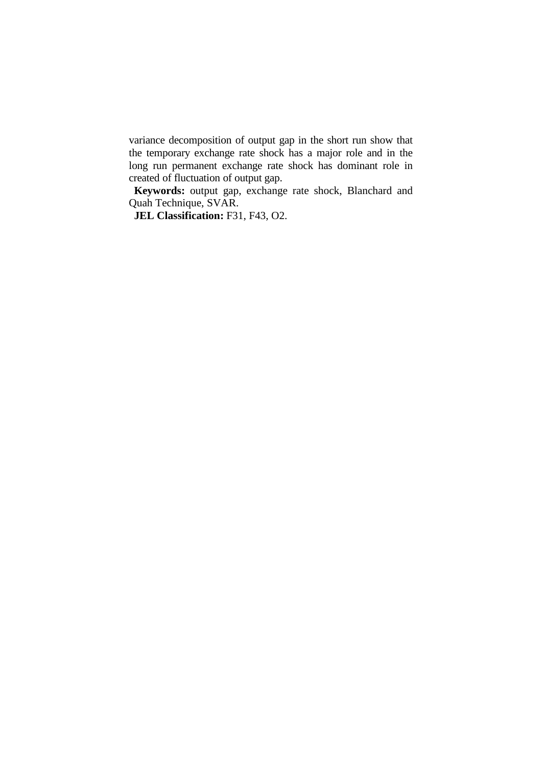variance decomposition of output gap in the short run show that the temporary exchange rate shock has a major role and in the long run permanent exchange rate shock has dominant role in created of fluctuation of output gap.

**Keywords:** output gap, exchange rate shock, Blanchard and Quah Technique, SVAR.

**JEL Classification:** F31, F43, O2.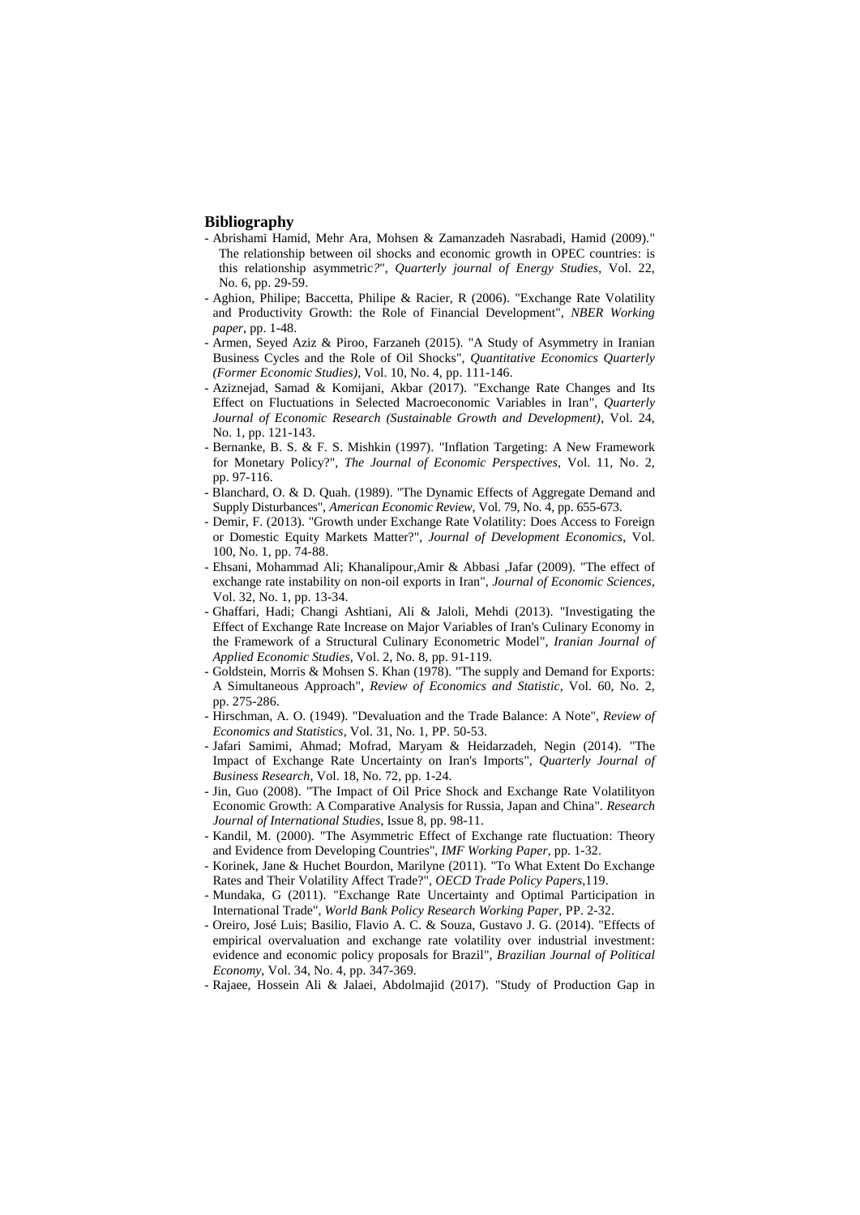## Bibliography

- Abrishami Hamid, Mehr Ara, Mohsen & Zamanzadeh Nasrabadi, Hamid (2009)." The relationship between oil shocks and economic growth in OPEC countries: is this relationship asymmetric?", *Quarterly journal of Energy Studies*, Vol. 22, No. 6, pp. 29-59.
- Aghion, Philipe; Baccetta, Philipe & Racier, R (2006). "Exchange Rate Volatility and Productivity Growth: the Role of Financial Development", *NBER Working paper*, pp. 1-48.
- Armen, Seyed Aziz & Piroo, Farzaneh (2015). "A Study of Asymmetry in Iranian Business Cycles and the Role of Oil Shocks", *Quantitative Economics Quarterly (Former Economic Studies)*, Vol. 10, No. 4, pp. 111-146.
- Aziznejad, Samad & Komijani, Akbar (2017). "Exchange Rate Changes and Its Effect on Fluctuations in Selected Macroeconomic Variables in Iran", *Quarterly Journal of Economic Research (Sustainable Growth and Development)*, Vol. 24, No. 1, pp. 121-143.
- Bernanke, B. S. & F. S. Mishkin (1997). "Inflation Targeting: A New Framework for Monetary Policy?", *The Journal of Economic Perspectives*, Vol. 11, No. 2, pp. 97-116.
- Blanchard, O. & D. Quah. (1989). "The Dynamic Effects of Aggregate Demand and Supply Disturbances", *American Economic Review*, Vol. 79, No. 4, pp. 655-673.
- Demir, F. (2013). "Growth under Exchange Rate Volatility: Does Access to Foreign or Domestic Equity Markets Matter?", *Journal of Development Economics*, Vol. 100, No. 1, pp. 74-88.
- Ehsani, Mohammad Ali; Khanalipour,Amir & Abbasi ,Jafar (2009). "The effect of exchange rate instability on non-oil exports in Iran", *Journal of Economic Sciences*, Vol. 32, No. 1, pp. 13-34.
- Ghaffari, Hadi; Changi Ashtiani, Ali & Jaloli, Mehdi (2013). "Investigating the Effect of Exchange Rate Increase on Major Variables of Iran's Culinary Economy in the Framework of a Structural Culinary Econometric Model", *Iranian Journal of Applied Economic Studies*, Vol. 2, No. 8, pp. 91-119.
- Goldstein, Morris & Mohsen S. Khan (1978). "The supply and Demand for Exports: A Simultaneous Approach", *Review of Economics and Statistic*, Vol. 60, No. 2, pp. 275-286.
- Hirschman, A. O. (1949). "Devaluation and the Trade Balance: A Note", *Review of Economics and Statistics*, Vol. 31, No. 1, PP. 50-53.
- Jafari Samimi, Ahmad; Mofrad, Maryam & Heidarzadeh, Negin (2014). "The Impact of Exchange Rate Uncertainty on Iran's Imports", *Quarterly Journal of Business Research*, Vol. 18, No. 72, pp. 1-24.
- Jin, Guo (2008). "The Impact of Oil Price Shock and Exchange Rate Volatilityon Economic Growth: A Comparative Analysis for Russia, Japan and China". *Research Journal of International Studies*, Issue 8, pp. 98-11.
- Kandil, M. (2000). "The Asymmetric Effect of Exchange rate fluctuation: Theory and Evidence from Developing Countries", *IMF Working Paper*, pp. 1-32.
- Korinek, Jane & Huchet Bourdon, Marilyne (2011). "To What Extent Do Exchange Rates and Their Volatility Affect Trade?", *OECD Trade Policy Papers*,119.
- Mundaka, G (2011). "Exchange Rate Uncertainty and Optimal Participation in International Trade", *World Bank Policy Research Working Paper*, PP. 2-32.
- Oreiro, José Luis; Basilio, Flavio A. C. & Souza, Gustavo J. G. (2014). "Effects of empirical overvaluation and exchange rate volatility over industrial investment: evidence and economic policy proposals for Brazil", *Brazilian Journal of Political Economy*, Vol. 34, No. 4, pp. 347-369.
- Rajaee, Hossein Ali & Jalaei, Abdolmajid (2017). "Study of Production Gap in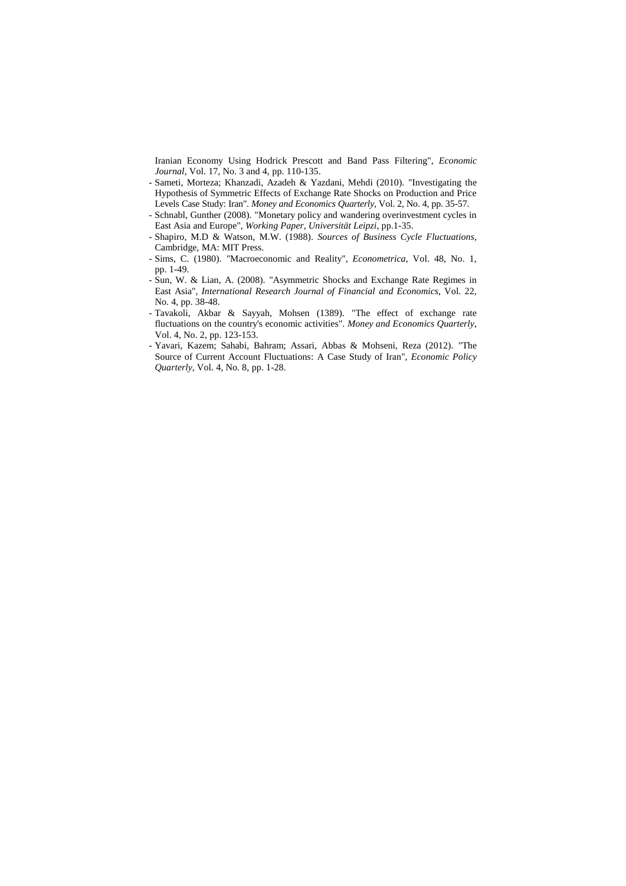Iranian Economy Using Hodrick Prescott and Band Pass Filtering", *Economic Journal*, Vol. 17, No. 3 and 4, pp. 110-135.

- Sameti, Morteza; Khanzadi, Azadeh & Yazdani, Mehdi (2010). "Investigating the Hypothesis of Symmetric Effects of Exchange Rate Shocks on Production and Price Levels Case Study: Iran". *Money and Economics Quarterly*, Vol. 2, No. 4, pp. 35-57.
- Schnabl, Gunther (2008). "Monetary policy and wandering overinvestment cycles in East Asia and Europe", *Working Paper, Universität Leipzi*, pp.1-35.
- Shapiro, M.D & Watson, M.W. (1988). *Sources of Business Cycle Fluctuations*, Cambridge, MA: MIT Press.
- Sims, C. (1980). "Macroeconomic and Reality", *Econometrica*, Vol. 48, No. 1, pp. 1-49.
- Sun, W. & Lian, A. (2008). "Asymmetric Shocks and Exchange Rate Regimes in East Asia", *International Research Journal of Financial and Economics*, Vol. 22, No. 4, pp. 38-48.
- Tavakoli, Akbar & Sayyah, Mohsen (1389). "The effect of exchange rate fluctuations on the country's economic activities". *Money and Economics Quarterly*, Vol. 4, No. 2, pp. 123-153.
- Yavari, Kazem; Sahabi, Bahram; Assari, Abbas & Mohseni, Reza (2012). "The Source of Current Account Fluctuations: A Case Study of Iran", *Economic Policy Quarterly*, Vol. 4, No. 8, pp. 1-28.